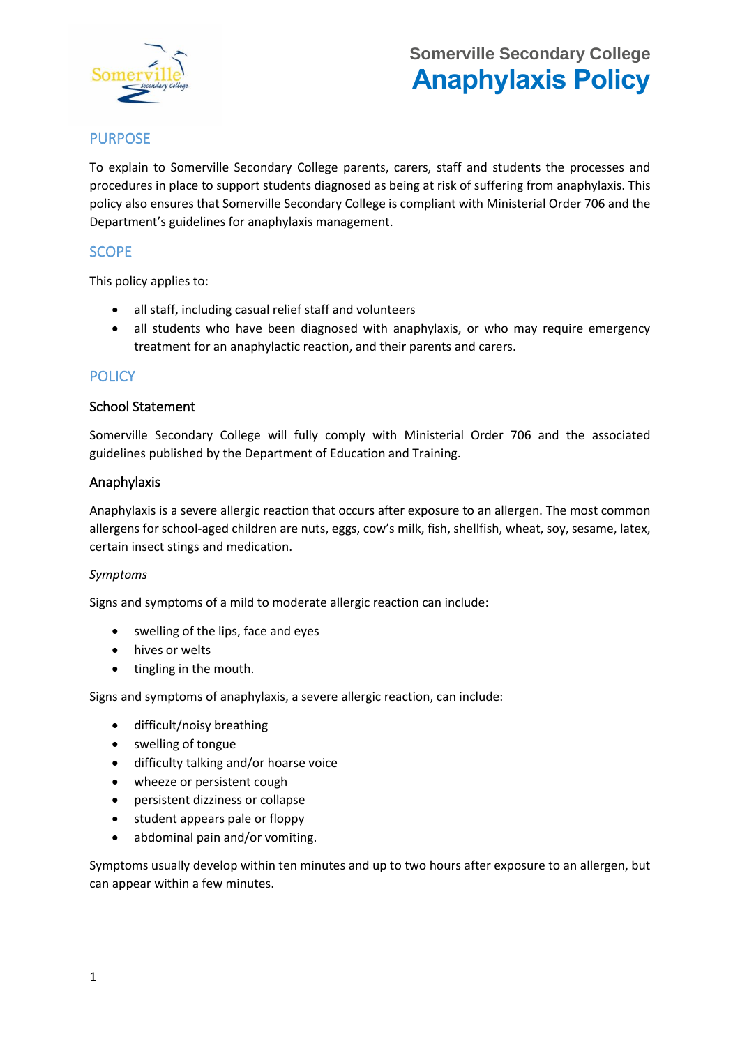# Somerville Secondary College
# Anaphylaxis Policy

## PURPOSE

To explain to Somerville Secondary College parents, carers, staff and students the processes and procedures in place to support students diagnosed as being at risk of suffering from anaphylaxis. This policy also ensures that Somerville Secondary College is compliant with Ministerial Order 706 and the Department's guidelines for anaphylaxis management.

## SCOPE

This policy applies to:

- all staff, including casual relief staff and volunteers
- all students who have been diagnosed with anaphylaxis, or who may require emergency treatment for an anaphylactic reaction, and their parents and carers.

## POLICY

### School Statement

Somerville Secondary College will fully comply with Ministerial Order 706 and the associated guidelines published by the Department of Education and Training.

### Anaphylaxis

Anaphylaxis is a severe allergic reaction that occurs after exposure to an allergen. The most common allergens for school-aged children are nuts, eggs, cow's milk, fish, shellfish, wheat, soy, sesame, latex, certain insect stings and medication.

*Symptoms*

Signs and symptoms of a mild to moderate allergic reaction can include:

- swelling of the lips, face and eyes
- hives or welts
- tingling in the mouth.

Signs and symptoms of anaphylaxis, a severe allergic reaction, can include:

- difficult/noisy breathing
- swelling of tongue
- difficulty talking and/or hoarse voice
- wheeze or persistent cough
- persistent dizziness or collapse
- student appears pale or floppy
- abdominal pain and/or vomiting.

Symptoms usually develop within ten minutes and up to two hours after exposure to an allergen, but can appear within a few minutes.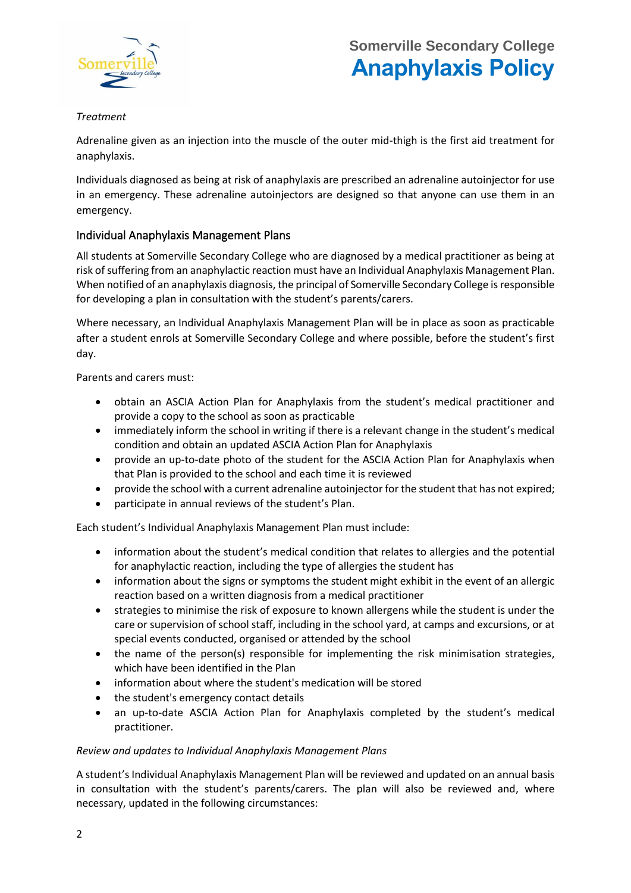*Treatment*

Adrenaline given as an injection into the muscle of the outer mid-thigh is the first aid treatment for anaphylaxis.

Individuals diagnosed as being at risk of anaphylaxis are prescribed an adrenaline autoinjector for use in an emergency. These adrenaline autoinjectors are designed so that anyone can use them in an emergency.

## Individual Anaphylaxis Management Plans

All students at Somerville Secondary College who are diagnosed by a medical practitioner as being at risk of suffering from an anaphylactic reaction must have an Individual Anaphylaxis Management Plan. When notified of an anaphylaxis diagnosis, the principal of Somerville Secondary College is responsible for developing a plan in consultation with the student's parents/carers.

Where necessary, an Individual Anaphylaxis Management Plan will be in place as soon as practicable after a student enrols at Somerville Secondary College and where possible, before the student's first day.

Parents and carers must:

- obtain an ASCIA Action Plan for Anaphylaxis from the student's medical practitioner and provide a copy to the school as soon as practicable
- immediately inform the school in writing if there is a relevant change in the student's medical condition and obtain an updated ASCIA Action Plan for Anaphylaxis
- provide an up-to-date photo of the student for the ASCIA Action Plan for Anaphylaxis when that Plan is provided to the school and each time it is reviewed
- provide the school with a current adrenaline autoinjector for the student that has not expired;
- participate in annual reviews of the student's Plan.

Each student's Individual Anaphylaxis Management Plan must include:

- information about the student's medical condition that relates to allergies and the potential for anaphylactic reaction, including the type of allergies the student has
- information about the signs or symptoms the student might exhibit in the event of an allergic reaction based on a written diagnosis from a medical practitioner
- strategies to minimise the risk of exposure to known allergens while the student is under the care or supervision of school staff, including in the school yard, at camps and excursions, or at special events conducted, organised or attended by the school
- the name of the person(s) responsible for implementing the risk minimisation strategies, which have been identified in the Plan
- information about where the student's medication will be stored
- the student's emergency contact details
- an up-to-date ASCIA Action Plan for Anaphylaxis completed by the student's medical practitioner.

*Review and updates to Individual Anaphylaxis Management Plans*

A student's Individual Anaphylaxis Management Plan will be reviewed and updated on an annual basis in consultation with the student's parents/carers. The plan will also be reviewed and, where necessary, updated in the following circumstances: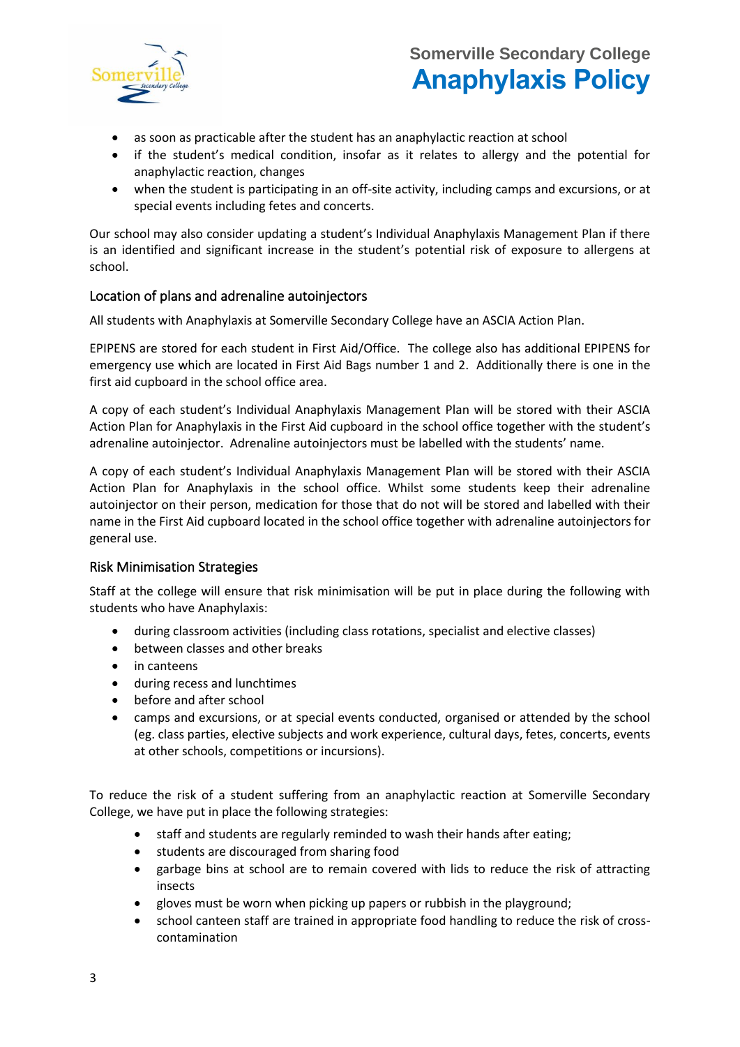- as soon as practicable after the student has an anaphylactic reaction at school
- if the student's medical condition, insofar as it relates to allergy and the potential for anaphylactic reaction, changes
- when the student is participating in an off-site activity, including camps and excursions, or at special events including fetes and concerts.

Our school may also consider updating a student's Individual Anaphylaxis Management Plan if there is an identified and significant increase in the student's potential risk of exposure to allergens at school.

### Location of plans and adrenaline autoinjectors

All students with Anaphylaxis at Somerville Secondary College have an ASCIA Action Plan.

EPIPENS are stored for each student in First Aid/Office. The college also has additional EPIPENS for emergency use which are located in First Aid Bags number 1 and 2. Additionally there is one in the first aid cupboard in the school office area.

A copy of each student's Individual Anaphylaxis Management Plan will be stored with their ASCIA Action Plan for Anaphylaxis in the First Aid cupboard in the school office together with the student's adrenaline autoinjector. Adrenaline autoinjectors must be labelled with the students' name.

A copy of each student's Individual Anaphylaxis Management Plan will be stored with their ASCIA Action Plan for Anaphylaxis in the school office. Whilst some students keep their adrenaline autoinjector on their person, medication for those that do not will be stored and labelled with their name in the First Aid cupboard located in the school office together with adrenaline autoinjectors for general use.

### Risk Minimisation Strategies

Staff at the college will ensure that risk minimisation will be put in place during the following with students who have Anaphylaxis:

- during classroom activities (including class rotations, specialist and elective classes)
- between classes and other breaks
- in canteens
- during recess and lunchtimes
- before and after school
- camps and excursions, or at special events conducted, organised or attended by the school (eg. class parties, elective subjects and work experience, cultural days, fetes, concerts, events at other schools, competitions or incursions).

To reduce the risk of a student suffering from an anaphylactic reaction at Somerville Secondary College, we have put in place the following strategies:

- staff and students are regularly reminded to wash their hands after eating;
- students are discouraged from sharing food
- garbage bins at school are to remain covered with lids to reduce the risk of attracting insects
- gloves must be worn when picking up papers or rubbish in the playground;
- school canteen staff are trained in appropriate food handling to reduce the risk of cross-contamination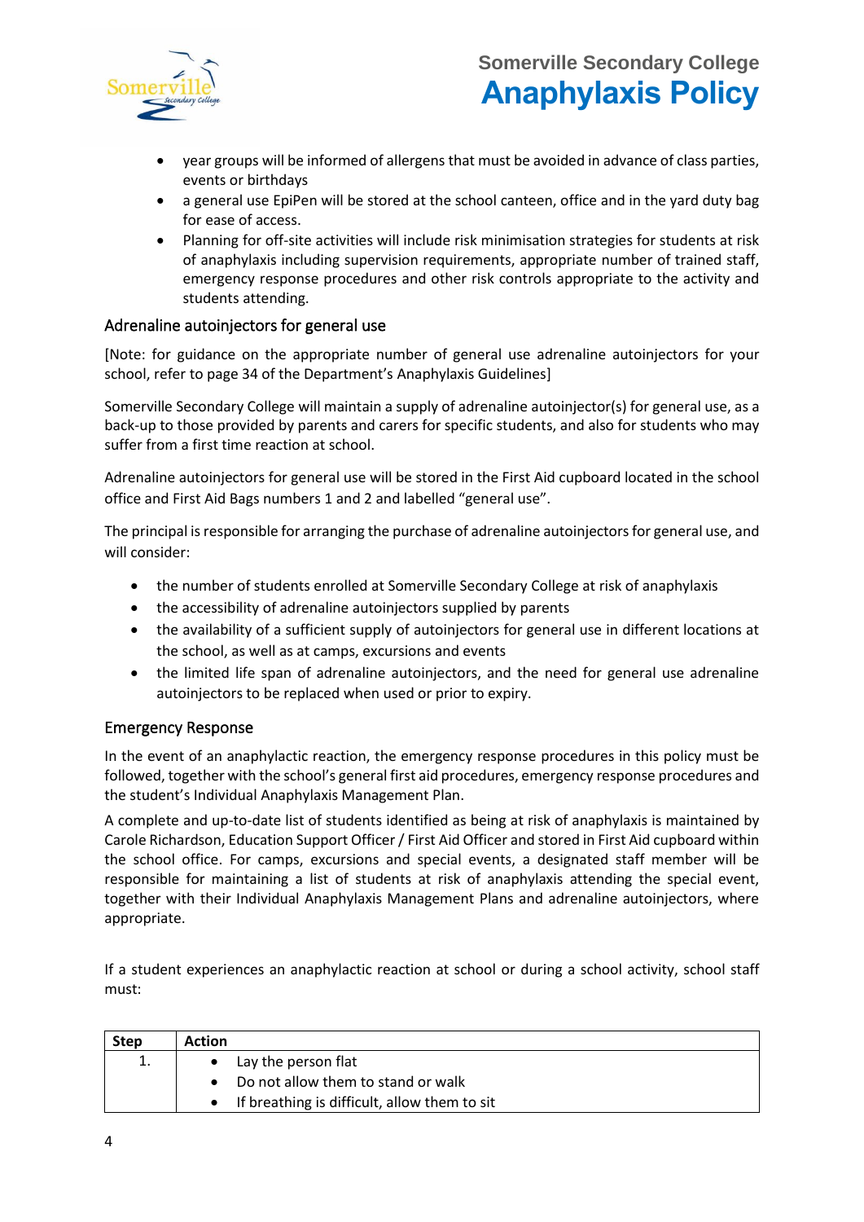- year groups will be informed of allergens that must be avoided in advance of class parties, events or birthdays
- a general use EpiPen will be stored at the school canteen, office and in the yard duty bag for ease of access.
- Planning for off-site activities will include risk minimisation strategies for students at risk of anaphylaxis including supervision requirements, appropriate number of trained staff, emergency response procedures and other risk controls appropriate to the activity and students attending.

### Adrenaline autoinjectors for general use

[Note: for guidance on the appropriate number of general use adrenaline autoinjectors for your school, refer to page 34 of the Department's Anaphylaxis Guidelines]

Somerville Secondary College will maintain a supply of adrenaline autoinjector(s) for general use, as a back-up to those provided by parents and carers for specific students, and also for students who may suffer from a first time reaction at school.

Adrenaline autoinjectors for general use will be stored in the First Aid cupboard located in the school office and First Aid Bags numbers 1 and 2 and labelled "general use".

The principal is responsible for arranging the purchase of adrenaline autoinjectors for general use, and will consider:

- the number of students enrolled at Somerville Secondary College at risk of anaphylaxis
- the accessibility of adrenaline autoinjectors supplied by parents
- the availability of a sufficient supply of autoinjectors for general use in different locations at the school, as well as at camps, excursions and events
- the limited life span of adrenaline autoinjectors, and the need for general use adrenaline autoinjectors to be replaced when used or prior to expiry.

### Emergency Response

In the event of an anaphylactic reaction, the emergency response procedures in this policy must be followed, together with the school's general first aid procedures, emergency response procedures and the student's Individual Anaphylaxis Management Plan.

A complete and up-to-date list of students identified as being at risk of anaphylaxis is maintained by Carole Richardson, Education Support Officer / First Aid Officer and stored in First Aid cupboard within the school office. For camps, excursions and special events, a designated staff member will be responsible for maintaining a list of students at risk of anaphylaxis attending the special event, together with their Individual Anaphylaxis Management Plans and adrenaline autoinjectors, where appropriate.

If a student experiences an anaphylactic reaction at school or during a school activity, school staff must:

| Step | Action |
|---|---|
| 1. | • Lay the person flat<br>• Do not allow them to stand or walk<br>• If breathing is difficult, allow them to sit |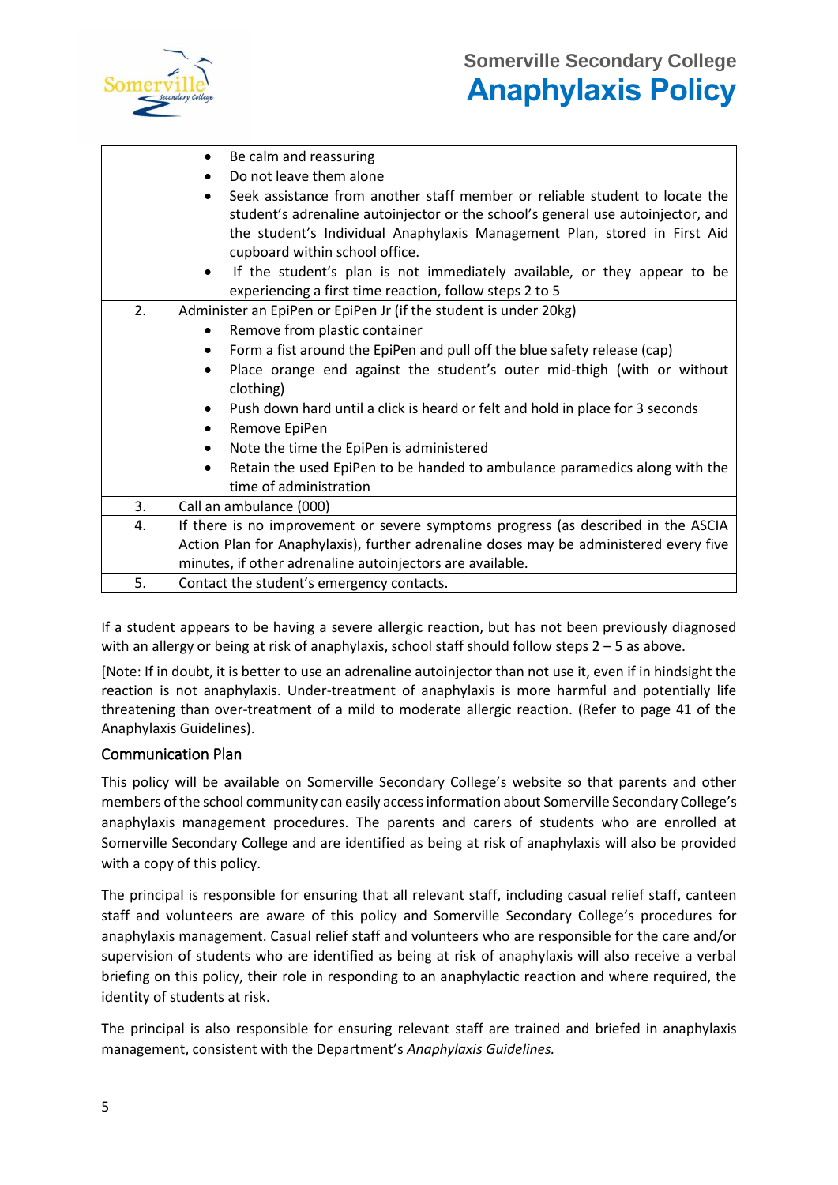| | |
|---|---|
| | • Be calm and reassuring<br>• Do not leave them alone<br>• Seek assistance from another staff member or reliable student to locate the student's adrenaline autoinjector or the school's general use autoinjector, and the student's Individual Anaphylaxis Management Plan, stored in First Aid cupboard within school office.<br>• If the student's plan is not immediately available, or they appear to be experiencing a first time reaction, follow steps 2 to 5 |
| 2. | Administer an EpiPen or EpiPen Jr (if the student is under 20kg)<br>• Remove from plastic container<br>• Form a fist around the EpiPen and pull off the blue safety release (cap)<br>• Place orange end against the student's outer mid-thigh (with or without clothing)<br>• Push down hard until a click is heard or felt and hold in place for 3 seconds<br>• Remove EpiPen<br>• Note the time the EpiPen is administered<br>• Retain the used EpiPen to be handed to ambulance paramedics along with the time of administration |
| 3. | Call an ambulance (000) |
| 4. | If there is no improvement or severe symptoms progress (as described in the ASCIA Action Plan for Anaphylaxis), further adrenaline doses may be administered every five minutes, if other adrenaline autoinjectors are available. |
| 5. | Contact the student's emergency contacts. |

If a student appears to be having a severe allergic reaction, but has not been previously diagnosed with an allergy or being at risk of anaphylaxis, school staff should follow steps 2 – 5 as above.

[Note: If in doubt, it is better to use an adrenaline autoinjector than not use it, even if in hindsight the reaction is not anaphylaxis. Under-treatment of anaphylaxis is more harmful and potentially life threatening than over-treatment of a mild to moderate allergic reaction. (Refer to page 41 of the Anaphylaxis Guidelines).

### Communication Plan

This policy will be available on Somerville Secondary College's website so that parents and other members of the school community can easily access information about Somerville Secondary College's anaphylaxis management procedures. The parents and carers of students who are enrolled at Somerville Secondary College and are identified as being at risk of anaphylaxis will also be provided with a copy of this policy.

The principal is responsible for ensuring that all relevant staff, including casual relief staff, canteen staff and volunteers are aware of this policy and Somerville Secondary College's procedures for anaphylaxis management. Casual relief staff and volunteers who are responsible for the care and/or supervision of students who are identified as being at risk of anaphylaxis will also receive a verbal briefing on this policy, their role in responding to an anaphylactic reaction and where required, the identity of students at risk.

The principal is also responsible for ensuring relevant staff are trained and briefed in anaphylaxis management, consistent with the Department's *Anaphylaxis Guidelines.*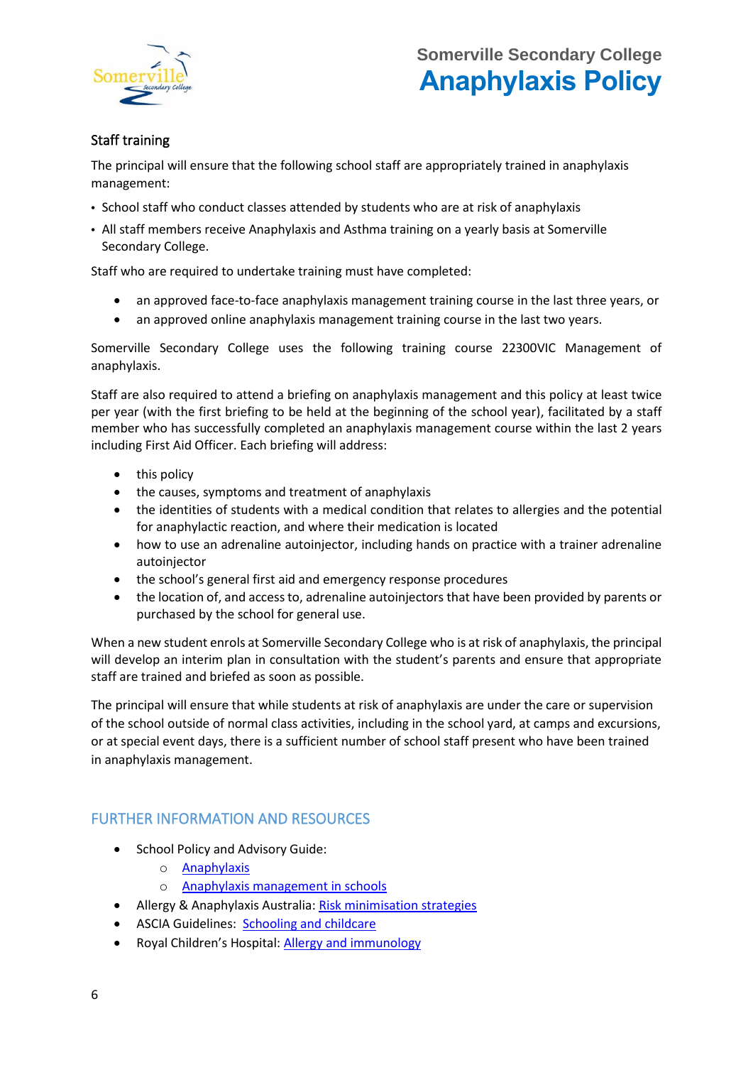### Staff training

The principal will ensure that the following school staff are appropriately trained in anaphylaxis management:

- School staff who conduct classes attended by students who are at risk of anaphylaxis
- All staff members receive Anaphylaxis and Asthma training on a yearly basis at Somerville Secondary College.

Staff who are required to undertake training must have completed:

- an approved face-to-face anaphylaxis management training course in the last three years, or
- an approved online anaphylaxis management training course in the last two years.

Somerville Secondary College uses the following training course 22300VIC Management of anaphylaxis.

Staff are also required to attend a briefing on anaphylaxis management and this policy at least twice per year (with the first briefing to be held at the beginning of the school year), facilitated by a staff member who has successfully completed an anaphylaxis management course within the last 2 years including First Aid Officer. Each briefing will address:

- this policy
- the causes, symptoms and treatment of anaphylaxis
- the identities of students with a medical condition that relates to allergies and the potential for anaphylactic reaction, and where their medication is located
- how to use an adrenaline autoinjector, including hands on practice with a trainer adrenaline autoinjector
- the school's general first aid and emergency response procedures
- the location of, and access to, adrenaline autoinjectors that have been provided by parents or purchased by the school for general use.

When a new student enrols at Somerville Secondary College who is at risk of anaphylaxis, the principal will develop an interim plan in consultation with the student's parents and ensure that appropriate staff are trained and briefed as soon as possible.

The principal will ensure that while students at risk of anaphylaxis are under the care or supervision of the school outside of normal class activities, including in the school yard, at camps and excursions, or at special event days, there is a sufficient number of school staff present who have been trained in anaphylaxis management.

## FURTHER INFORMATION AND RESOURCES

- School Policy and Advisory Guide:
  - Anaphylaxis
  - Anaphylaxis management in schools
- Allergy & Anaphylaxis Australia: Risk minimisation strategies
- ASCIA Guidelines: Schooling and childcare
- Royal Children's Hospital: Allergy and immunology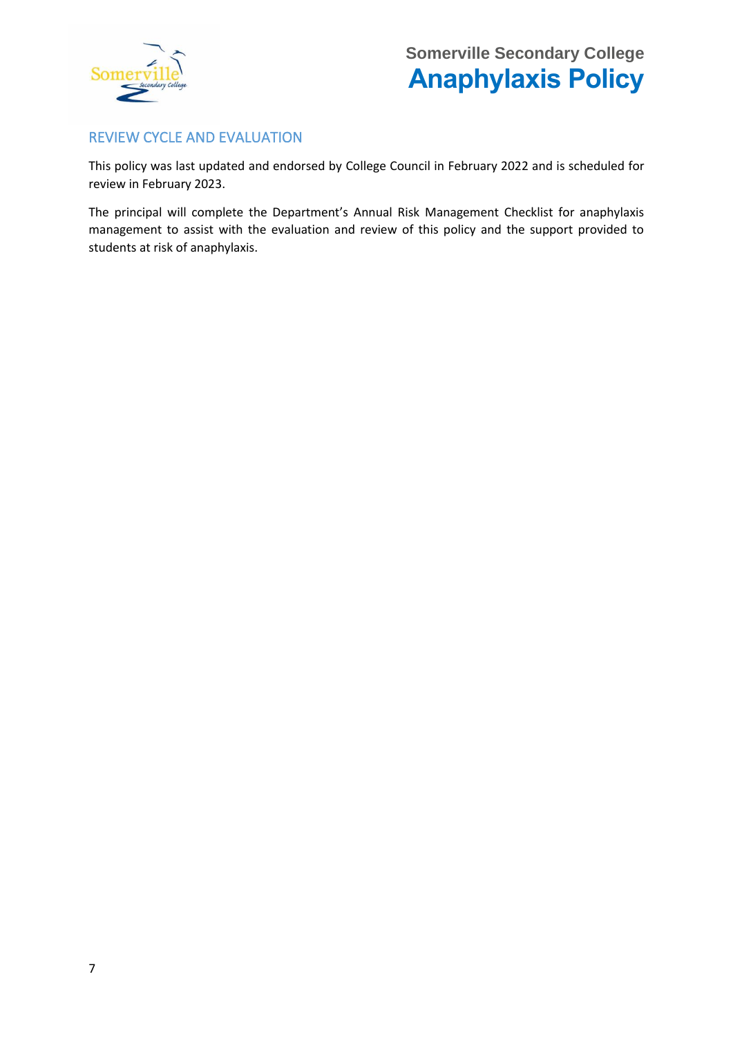## REVIEW CYCLE AND EVALUATION

This policy was last updated and endorsed by College Council in February 2022 and is scheduled for review in February 2023.

The principal will complete the Department's Annual Risk Management Checklist for anaphylaxis management to assist with the evaluation and review of this policy and the support provided to students at risk of anaphylaxis.